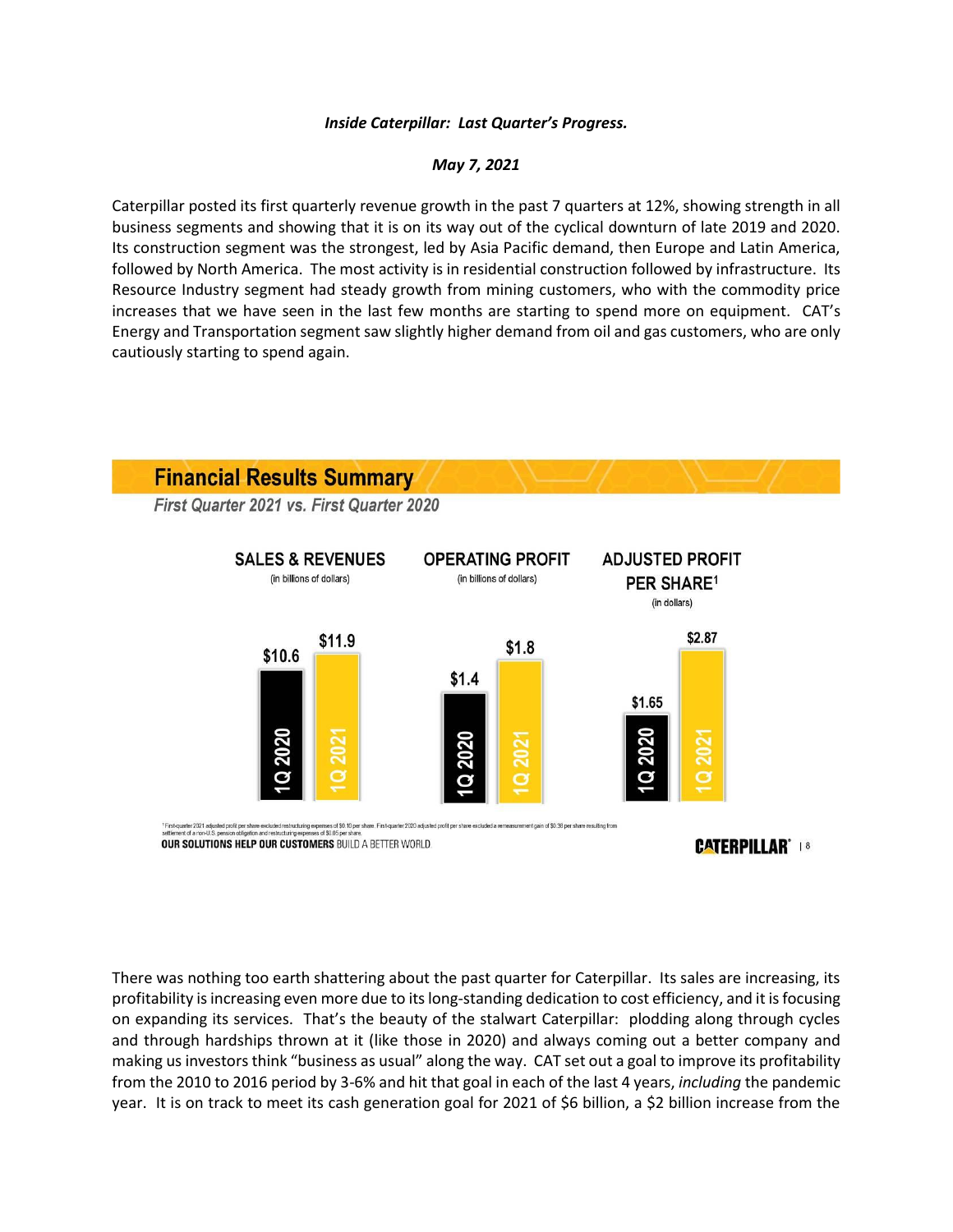***Inside Caterpillar: Last Quarter's Progress.***

***May 7, 2021***

Caterpillar posted its first quarterly revenue growth in the past 7 quarters at 12%, showing strength in all business segments and showing that it is on its way out of the cyclical downturn of late 2019 and 2020. Its construction segment was the strongest, led by Asia Pacific demand, then Europe and Latin America, followed by North America. The most activity is in residential construction followed by infrastructure. Its Resource Industry segment had steady growth from mining customers, who with the commodity price increases that we have seen in the last few months are starting to spend more on equipment. CAT's Energy and Transportation segment saw slightly higher demand from oil and gas customers, who are only cautiously starting to spend again.

## Financial Results Summary

*First Quarter 2021 vs. First Quarter 2020*

| | 1Q 2020 | 1Q 2021 |
|---|---|---|
| SALES & REVENUES (in billions of dollars) | $10.6 | $11.9 |
| OPERATING PROFIT (in billions of dollars) | $1.4 | $1.8 |
| ADJUSTED PROFIT PER SHARE[1] (in dollars) | $1.65 | $2.87 |

[1] First-quarter 2021 adjusted profit per share excluded restructuring expenses of $0.10 per share. First-quarter 2020 adjusted profit per share excluded a remeasurement gain of $0.38 per share resulting from settlement of a non-U.S. pension obligation and restructuring expenses of $0.05 per share.

OUR SOLUTIONS HELP OUR CUSTOMERS BUILD A BETTER WORLD

CATERPILLAR

There was nothing too earth shattering about the past quarter for Caterpillar. Its sales are increasing, its profitability is increasing even more due to its long-standing dedication to cost efficiency, and it is focusing on expanding its services. That's the beauty of the stalwart Caterpillar: plodding along through cycles and through hardships thrown at it (like those in 2020) and always coming out a better company and making us investors think "business as usual" along the way. CAT set out a goal to improve its profitability from the 2010 to 2016 period by 3-6% and hit that goal in each of the last 4 years, *including* the pandemic year. It is on track to meet its cash generation goal for 2021 of $6 billion, a $2 billion increase from the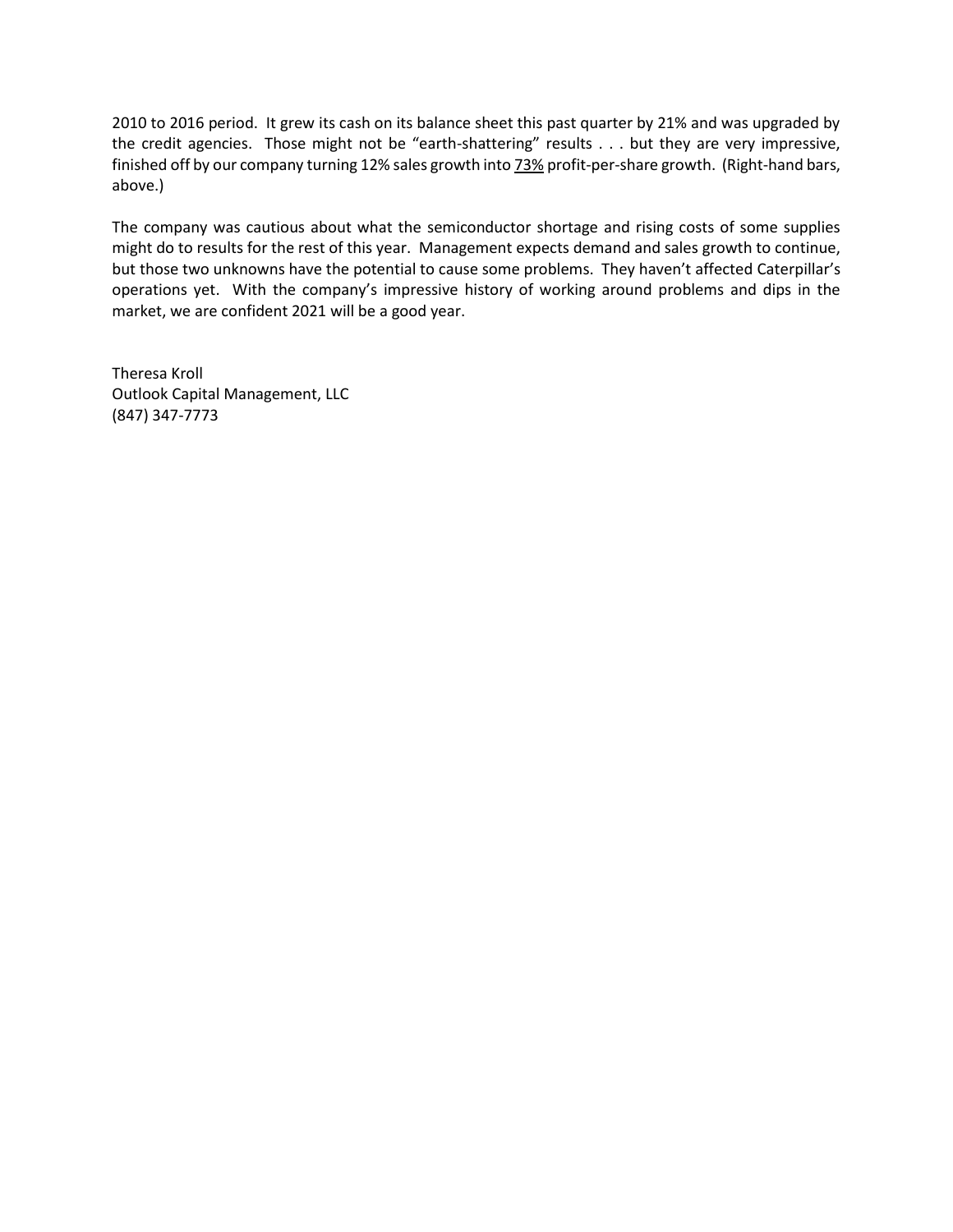2010 to 2016 period. It grew its cash on its balance sheet this past quarter by 21% and was upgraded by the credit agencies. Those might not be "earth-shattering" results . . . but they are very impressive, finished off by our company turning 12% sales growth into <u>73%</u> profit-per-share growth. (Right-hand bars, above.)

The company was cautious about what the semiconductor shortage and rising costs of some supplies might do to results for the rest of this year. Management expects demand and sales growth to continue, but those two unknowns have the potential to cause some problems. They haven't affected Caterpillar's operations yet. With the company's impressive history of working around problems and dips in the market, we are confident 2021 will be a good year.

Theresa Kroll  
Outlook Capital Management, LLC  
(847) 347-7773